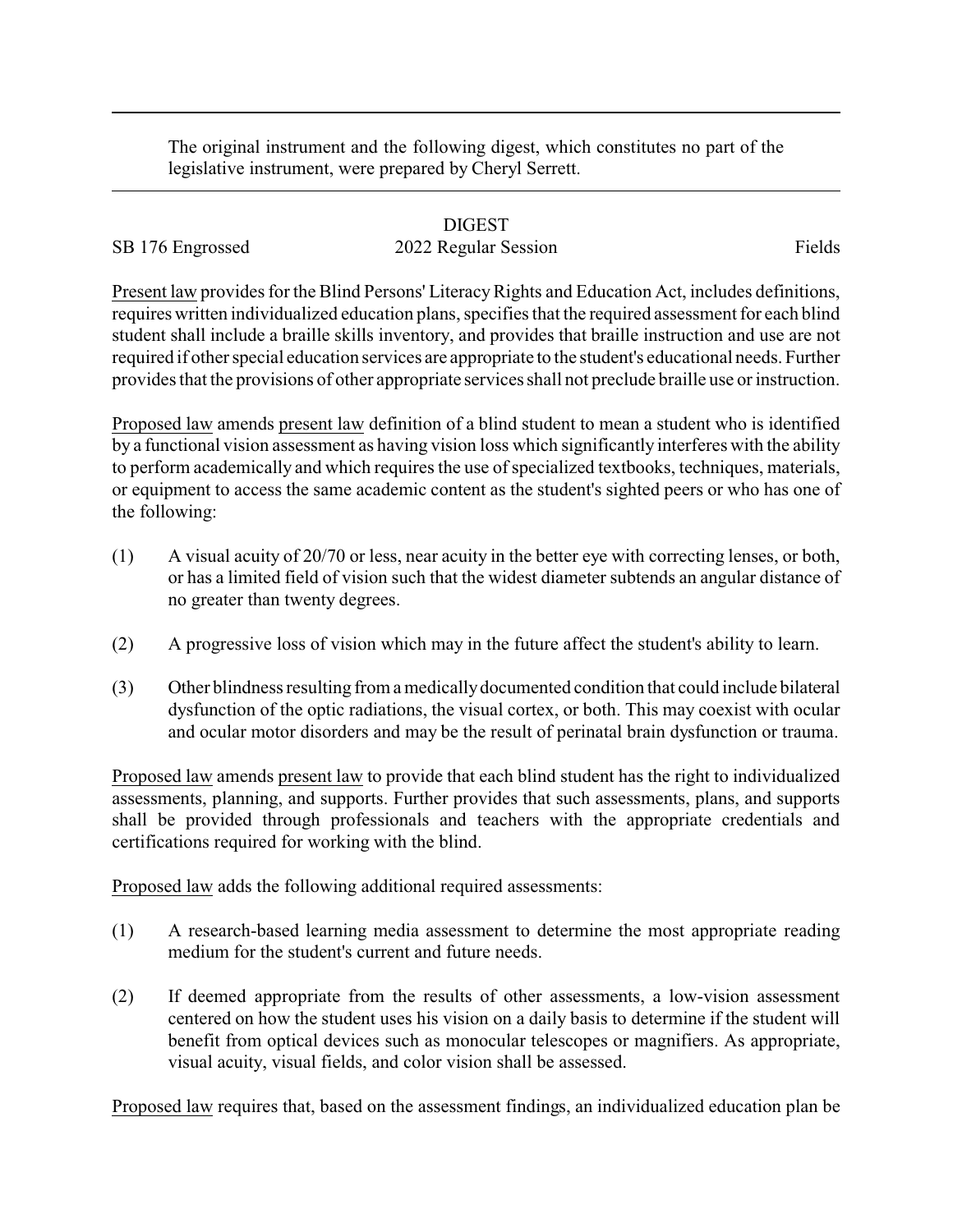The original instrument and the following digest, which constitutes no part of the legislative instrument, were prepared by Cheryl Serrett.

# DIGEST

SB 176 Engrossed 2022 Regular Session Fields

Present law provides for the Blind Persons' Literacy Rights and Education Act, includes definitions, requires written individualized education plans, specifies that the required assessment for each blind student shall include a braille skills inventory, and provides that braille instruction and use are not required if other special education services are appropriate to the student's educational needs. Further provides that the provisions of other appropriate services shall not preclude braille use or instruction.

Proposed law amends present law definition of a blind student to mean a student who is identified by a functional vision assessment as having vision loss which significantly interferes with the ability to perform academically and which requires the use of specialized textbooks, techniques, materials, or equipment to access the same academic content as the student's sighted peers or who has one of the following:

(1) A visual acuity of 20/70 or less, near acuity in the better eye with correcting lenses, or both, or has a limited field of vision such that the widest diameter subtends an angular distance of no greater than twenty degrees.

(2) A progressive loss of vision which may in the future affect the student's ability to learn.

(3) Other blindness resulting from a medically documented condition that could include bilateral dysfunction of the optic radiations, the visual cortex, or both. This may coexist with ocular and ocular motor disorders and may be the result of perinatal brain dysfunction or trauma.

Proposed law amends present law to provide that each blind student has the right to individualized assessments, planning, and supports. Further provides that such assessments, plans, and supports shall be provided through professionals and teachers with the appropriate credentials and certifications required for working with the blind.

Proposed law adds the following additional required assessments:

(1) A research-based learning media assessment to determine the most appropriate reading medium for the student's current and future needs.

(2) If deemed appropriate from the results of other assessments, a low-vision assessment centered on how the student uses his vision on a daily basis to determine if the student will benefit from optical devices such as monocular telescopes or magnifiers. As appropriate, visual acuity, visual fields, and color vision shall be assessed.

Proposed law requires that, based on the assessment findings, an individualized education plan be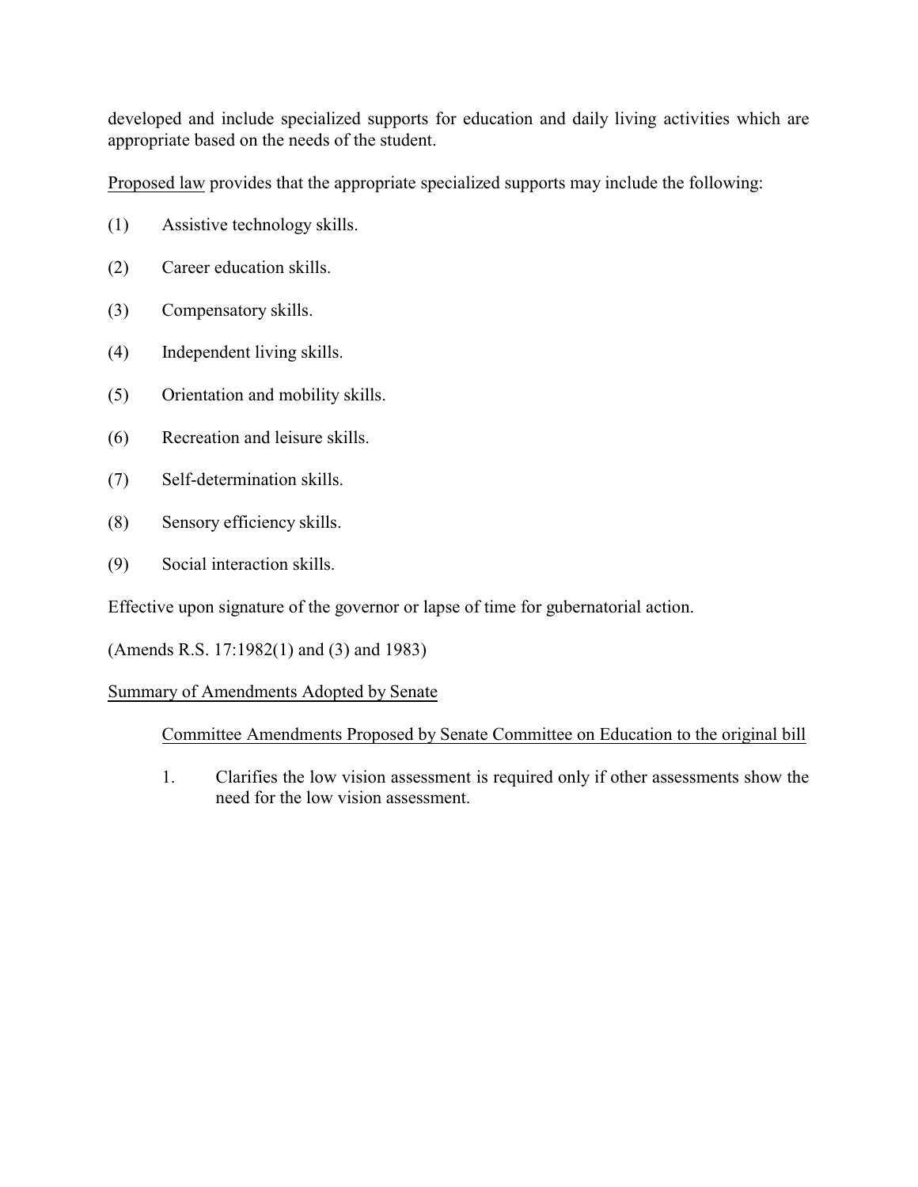developed and include specialized supports for education and daily living activities which are appropriate based on the needs of the student.

<u>Proposed law</u> provides that the appropriate specialized supports may include the following:

(1) Assistive technology skills.

(2) Career education skills.

(3) Compensatory skills.

(4) Independent living skills.

(5) Orientation and mobility skills.

(6) Recreation and leisure skills.

(7) Self-determination skills.

(8) Sensory efficiency skills.

(9) Social interaction skills.

Effective upon signature of the governor or lapse of time for gubernatorial action.

(Amends R.S. 17:1982(1) and (3) and 1983)

<u>Summary of Amendments Adopted by Senate</u>

<u>Committee Amendments Proposed by Senate Committee on Education to the original bill</u>

1. Clarifies the low vision assessment is required only if other assessments show the need for the low vision assessment.